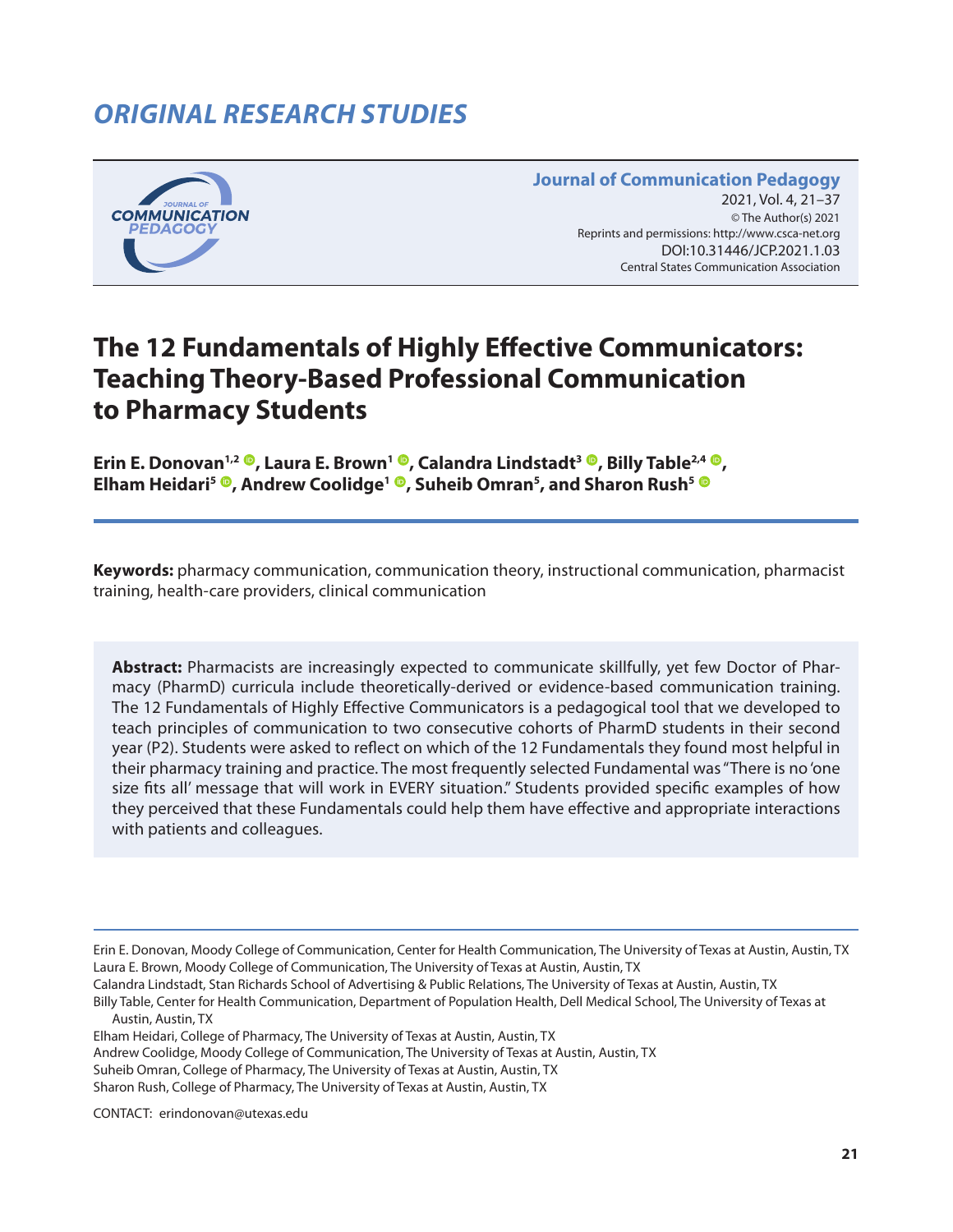## ORIGINAL RESEARCH STUDIES

**Journal of Communication Pedagogy**
2021, Vol. 4, 21–37
© The Author(s) 2021
Reprints and permissions: http://www.csca-net.org
DOI:10.31446/JCP.2021.1.03
Central States Communication Association

# The 12 Fundamentals of Highly Effective Communicators: Teaching Theory-Based Professional Communication to Pharmacy Students

**Erin E. Donovan[1,2], Laura E. Brown[1], Calandra Lindstadt[3], Billy Table[2,4], Elham Heidari[5], Andrew Coolidge[1], Suheib Omran[5], and Sharon Rush[5]**

**Keywords:** pharmacy communication, communication theory, instructional communication, pharmacist training, health-care providers, clinical communication

**Abstract:** Pharmacists are increasingly expected to communicate skillfully, yet few Doctor of Pharmacy (PharmD) curricula include theoretically-derived or evidence-based communication training. The 12 Fundamentals of Highly Effective Communicators is a pedagogical tool that we developed to teach principles of communication to two consecutive cohorts of PharmD students in their second year (P2). Students were asked to reflect on which of the 12 Fundamentals they found most helpful in their pharmacy training and practice. The most frequently selected Fundamental was "There is no 'one size fits all' message that will work in EVERY situation." Students provided specific examples of how they perceived that these Fundamentals could help them have effective and appropriate interactions with patients and colleagues.

Erin E. Donovan, Moody College of Communication, Center for Health Communication, The University of Texas at Austin, Austin, TX
Laura E. Brown, Moody College of Communication, The University of Texas at Austin, Austin, TX
Calandra Lindstadt, Stan Richards School of Advertising & Public Relations, The University of Texas at Austin, Austin, TX
Billy Table, Center for Health Communication, Department of Population Health, Dell Medical School, The University of Texas at Austin, Austin, TX
Elham Heidari, College of Pharmacy, The University of Texas at Austin, Austin, TX
Andrew Coolidge, Moody College of Communication, The University of Texas at Austin, Austin, TX
Suheib Omran, College of Pharmacy, The University of Texas at Austin, Austin, TX
Sharon Rush, College of Pharmacy, The University of Texas at Austin, Austin, TX

CONTACT: erindonovan@utexas.edu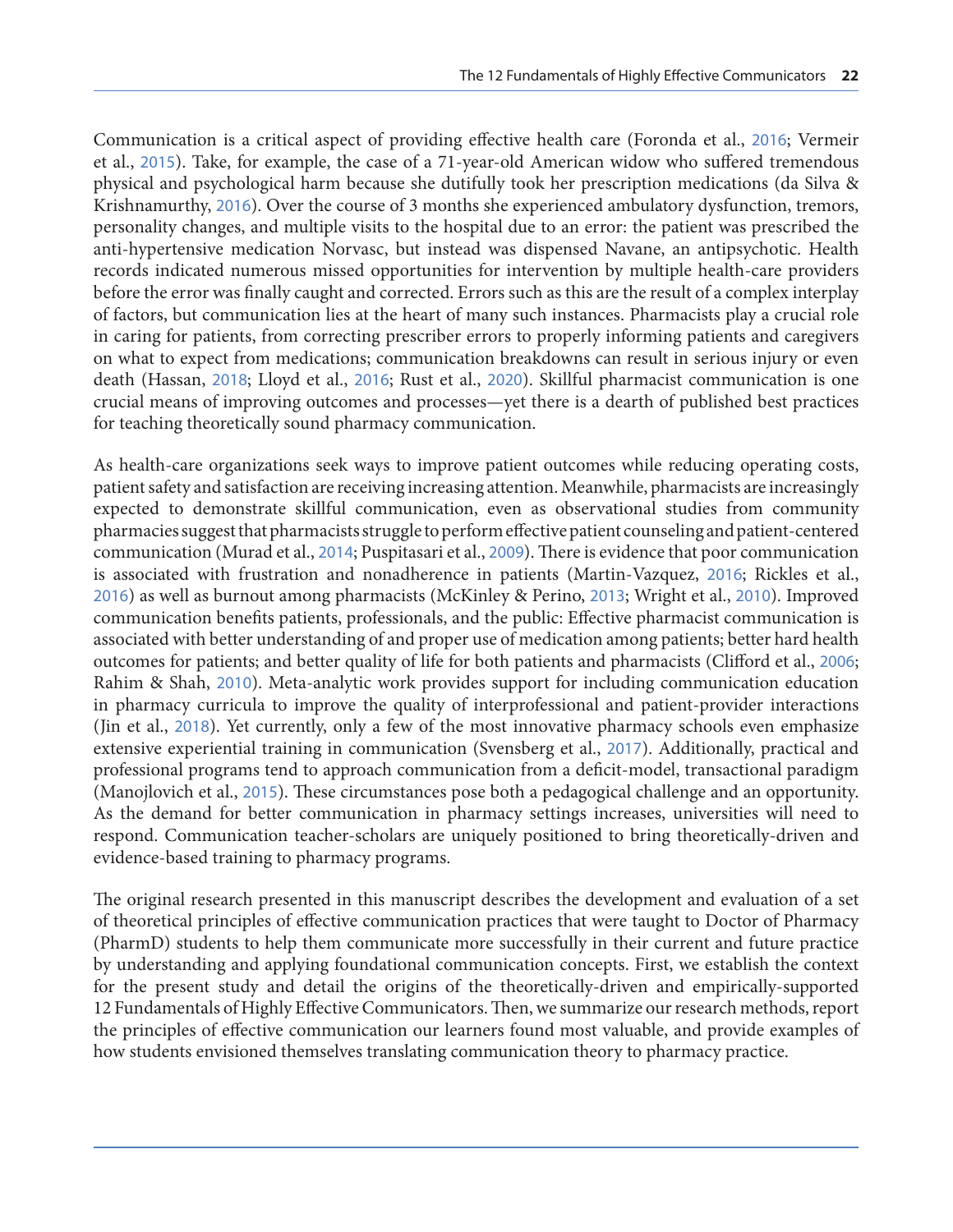Communication is a critical aspect of providing effective health care (Foronda et al., 2016; Vermeir et al., 2015). Take, for example, the case of a 71-year-old American widow who suffered tremendous physical and psychological harm because she dutifully took her prescription medications (da Silva & Krishnamurthy, 2016). Over the course of 3 months she experienced ambulatory dysfunction, tremors, personality changes, and multiple visits to the hospital due to an error: the patient was prescribed the anti-hypertensive medication Norvasc, but instead was dispensed Navane, an antipsychotic. Health records indicated numerous missed opportunities for intervention by multiple health-care providers before the error was finally caught and corrected. Errors such as this are the result of a complex interplay of factors, but communication lies at the heart of many such instances. Pharmacists play a crucial role in caring for patients, from correcting prescriber errors to properly informing patients and caregivers on what to expect from medications; communication breakdowns can result in serious injury or even death (Hassan, 2018; Lloyd et al., 2016; Rust et al., 2020). Skillful pharmacist communication is one crucial means of improving outcomes and processes—yet there is a dearth of published best practices for teaching theoretically sound pharmacy communication.

As health-care organizations seek ways to improve patient outcomes while reducing operating costs, patient safety and satisfaction are receiving increasing attention. Meanwhile, pharmacists are increasingly expected to demonstrate skillful communication, even as observational studies from community pharmacies suggest that pharmacists struggle to perform effective patient counseling and patient-centered communication (Murad et al., 2014; Puspitasari et al., 2009). There is evidence that poor communication is associated with frustration and nonadherence in patients (Martin-Vazquez, 2016; Rickles et al., 2016) as well as burnout among pharmacists (McKinley & Perino, 2013; Wright et al., 2010). Improved communication benefits patients, professionals, and the public: Effective pharmacist communication is associated with better understanding of and proper use of medication among patients; better hard health outcomes for patients; and better quality of life for both patients and pharmacists (Clifford et al., 2006; Rahim & Shah, 2010). Meta-analytic work provides support for including communication education in pharmacy curricula to improve the quality of interprofessional and patient-provider interactions (Jin et al., 2018). Yet currently, only a few of the most innovative pharmacy schools even emphasize extensive experiential training in communication (Svensberg et al., 2017). Additionally, practical and professional programs tend to approach communication from a deficit-model, transactional paradigm (Manojlovich et al., 2015). These circumstances pose both a pedagogical challenge and an opportunity. As the demand for better communication in pharmacy settings increases, universities will need to respond. Communication teacher-scholars are uniquely positioned to bring theoretically-driven and evidence-based training to pharmacy programs.

The original research presented in this manuscript describes the development and evaluation of a set of theoretical principles of effective communication practices that were taught to Doctor of Pharmacy (PharmD) students to help them communicate more successfully in their current and future practice by understanding and applying foundational communication concepts. First, we establish the context for the present study and detail the origins of the theoretically-driven and empirically-supported 12 Fundamentals of Highly Effective Communicators. Then, we summarize our research methods, report the principles of effective communication our learners found most valuable, and provide examples of how students envisioned themselves translating communication theory to pharmacy practice.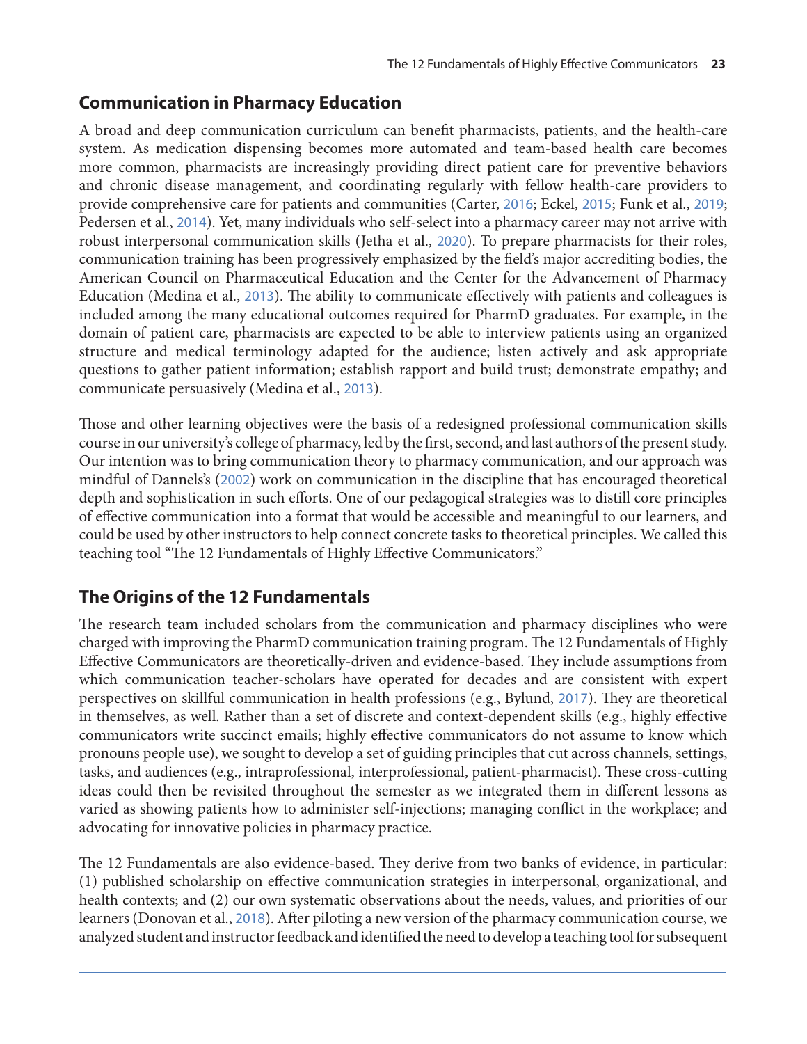## Communication in Pharmacy Education

A broad and deep communication curriculum can benefit pharmacists, patients, and the health-care system. As medication dispensing becomes more automated and team-based health care becomes more common, pharmacists are increasingly providing direct patient care for preventive behaviors and chronic disease management, and coordinating regularly with fellow health-care providers to provide comprehensive care for patients and communities (Carter, 2016; Eckel, 2015; Funk et al., 2019; Pedersen et al., 2014). Yet, many individuals who self-select into a pharmacy career may not arrive with robust interpersonal communication skills (Jetha et al., 2020). To prepare pharmacists for their roles, communication training has been progressively emphasized by the field's major accrediting bodies, the American Council on Pharmaceutical Education and the Center for the Advancement of Pharmacy Education (Medina et al., 2013). The ability to communicate effectively with patients and colleagues is included among the many educational outcomes required for PharmD graduates. For example, in the domain of patient care, pharmacists are expected to be able to interview patients using an organized structure and medical terminology adapted for the audience; listen actively and ask appropriate questions to gather patient information; establish rapport and build trust; demonstrate empathy; and communicate persuasively (Medina et al., 2013).

Those and other learning objectives were the basis of a redesigned professional communication skills course in our university's college of pharmacy, led by the first, second, and last authors of the present study. Our intention was to bring communication theory to pharmacy communication, and our approach was mindful of Dannels's (2002) work on communication in the discipline that has encouraged theoretical depth and sophistication in such efforts. One of our pedagogical strategies was to distill core principles of effective communication into a format that would be accessible and meaningful to our learners, and could be used by other instructors to help connect concrete tasks to theoretical principles. We called this teaching tool "The 12 Fundamentals of Highly Effective Communicators."

## The Origins of the 12 Fundamentals

The research team included scholars from the communication and pharmacy disciplines who were charged with improving the PharmD communication training program. The 12 Fundamentals of Highly Effective Communicators are theoretically-driven and evidence-based. They include assumptions from which communication teacher-scholars have operated for decades and are consistent with expert perspectives on skillful communication in health professions (e.g., Bylund, 2017). They are theoretical in themselves, as well. Rather than a set of discrete and context-dependent skills (e.g., highly effective communicators write succinct emails; highly effective communicators do not assume to know which pronouns people use), we sought to develop a set of guiding principles that cut across channels, settings, tasks, and audiences (e.g., intraprofessional, interprofessional, patient-pharmacist). These cross-cutting ideas could then be revisited throughout the semester as we integrated them in different lessons as varied as showing patients how to administer self-injections; managing conflict in the workplace; and advocating for innovative policies in pharmacy practice.

The 12 Fundamentals are also evidence-based. They derive from two banks of evidence, in particular: (1) published scholarship on effective communication strategies in interpersonal, organizational, and health contexts; and (2) our own systematic observations about the needs, values, and priorities of our learners (Donovan et al., 2018). After piloting a new version of the pharmacy communication course, we analyzed student and instructor feedback and identified the need to develop a teaching tool for subsequent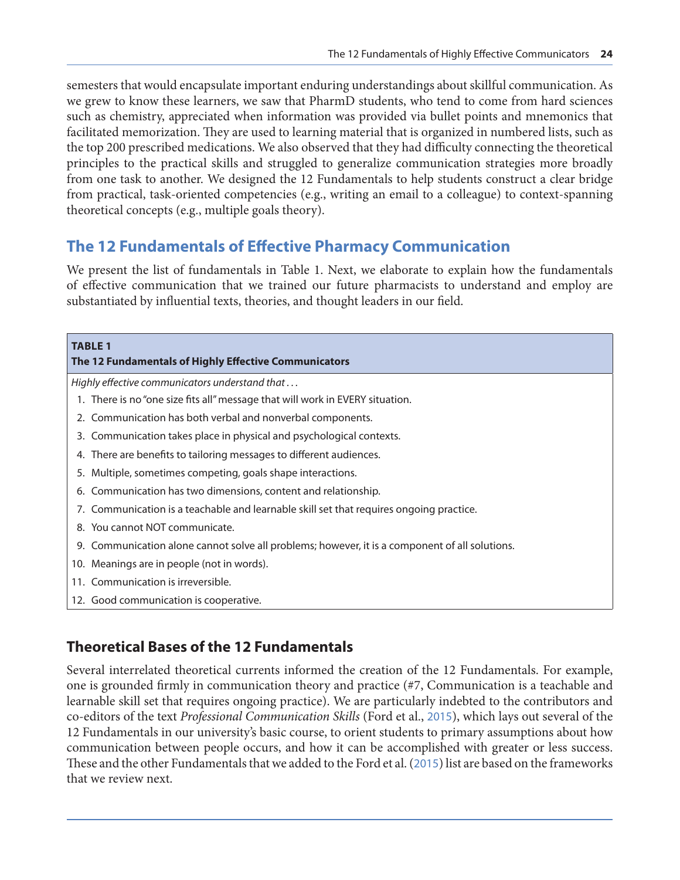semesters that would encapsulate important enduring understandings about skillful communication. As we grew to know these learners, we saw that PharmD students, who tend to come from hard sciences such as chemistry, appreciated when information was provided via bullet points and mnemonics that facilitated memorization. They are used to learning material that is organized in numbered lists, such as the top 200 prescribed medications. We also observed that they had difficulty connecting the theoretical principles to the practical skills and struggled to generalize communication strategies more broadly from one task to another. We designed the 12 Fundamentals to help students construct a clear bridge from practical, task-oriented competencies (e.g., writing an email to a colleague) to context-spanning theoretical concepts (e.g., multiple goals theory).

## The 12 Fundamentals of Effective Pharmacy Communication

We present the list of fundamentals in Table 1. Next, we elaborate to explain how the fundamentals of effective communication that we trained our future pharmacists to understand and employ are substantiated by influential texts, theories, and thought leaders in our field.

**TABLE 1**
**The 12 Fundamentals of Highly Effective Communicators**

*Highly effective communicators understand that . . .*

1. There is no "one size fits all" message that will work in EVERY situation.
2. Communication has both verbal and nonverbal components.
3. Communication takes place in physical and psychological contexts.
4. There are benefits to tailoring messages to different audiences.
5. Multiple, sometimes competing, goals shape interactions.
6. Communication has two dimensions, content and relationship.
7. Communication is a teachable and learnable skill set that requires ongoing practice.
8. You cannot NOT communicate.
9. Communication alone cannot solve all problems; however, it is a component of all solutions.
10. Meanings are in people (not in words).
11. Communication is irreversible.
12. Good communication is cooperative.

### Theoretical Bases of the 12 Fundamentals

Several interrelated theoretical currents informed the creation of the 12 Fundamentals. For example, one is grounded firmly in communication theory and practice (#7, Communication is a teachable and learnable skill set that requires ongoing practice). We are particularly indebted to the contributors and co-editors of the text *Professional Communication Skills* (Ford et al., 2015), which lays out several of the 12 Fundamentals in our university's basic course, to orient students to primary assumptions about how communication between people occurs, and how it can be accomplished with greater or less success. These and the other Fundamentals that we added to the Ford et al. (2015) list are based on the frameworks that we review next.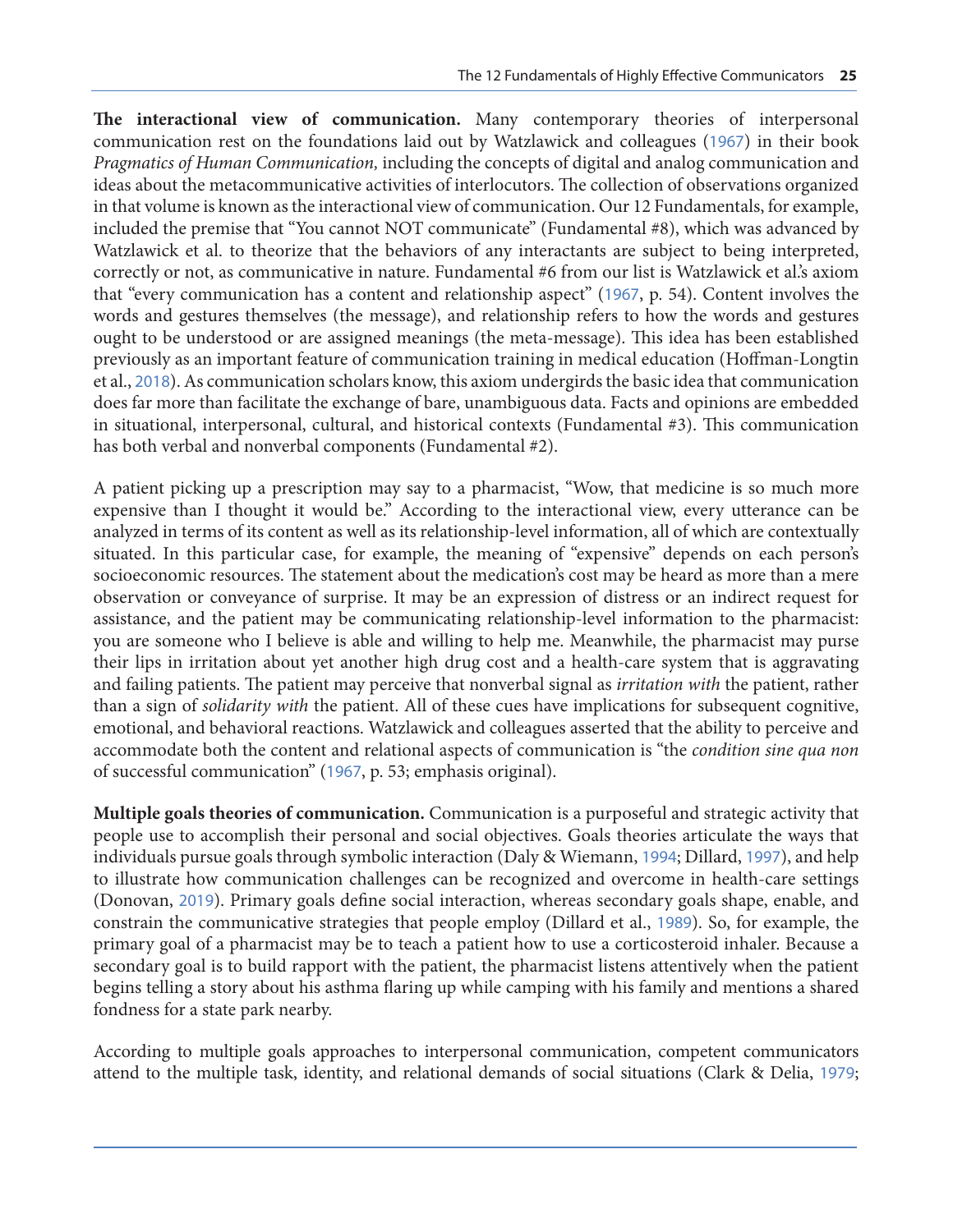**The interactional view of communication.** Many contemporary theories of interpersonal communication rest on the foundations laid out by Watzlawick and colleagues (1967) in their book *Pragmatics of Human Communication,* including the concepts of digital and analog communication and ideas about the metacommunicative activities of interlocutors. The collection of observations organized in that volume is known as the interactional view of communication. Our 12 Fundamentals, for example, included the premise that "You cannot NOT communicate" (Fundamental #8), which was advanced by Watzlawick et al. to theorize that the behaviors of any interactants are subject to being interpreted, correctly or not, as communicative in nature. Fundamental #6 from our list is Watzlawick et al.'s axiom that "every communication has a content and relationship aspect" (1967, p. 54). Content involves the words and gestures themselves (the message), and relationship refers to how the words and gestures ought to be understood or are assigned meanings (the meta-message). This idea has been established previously as an important feature of communication training in medical education (Hoffman-Longtin et al., 2018). As communication scholars know, this axiom undergirds the basic idea that communication does far more than facilitate the exchange of bare, unambiguous data. Facts and opinions are embedded in situational, interpersonal, cultural, and historical contexts (Fundamental #3). This communication has both verbal and nonverbal components (Fundamental #2).

A patient picking up a prescription may say to a pharmacist, "Wow, that medicine is so much more expensive than I thought it would be." According to the interactional view, every utterance can be analyzed in terms of its content as well as its relationship-level information, all of which are contextually situated. In this particular case, for example, the meaning of "expensive" depends on each person's socioeconomic resources. The statement about the medication's cost may be heard as more than a mere observation or conveyance of surprise. It may be an expression of distress or an indirect request for assistance, and the patient may be communicating relationship-level information to the pharmacist: you are someone who I believe is able and willing to help me. Meanwhile, the pharmacist may purse their lips in irritation about yet another high drug cost and a health-care system that is aggravating and failing patients. The patient may perceive that nonverbal signal as *irritation with* the patient, rather than a sign of *solidarity with* the patient. All of these cues have implications for subsequent cognitive, emotional, and behavioral reactions. Watzlawick and colleagues asserted that the ability to perceive and accommodate both the content and relational aspects of communication is "the *condition sine qua non* of successful communication" (1967, p. 53; emphasis original).

**Multiple goals theories of communication.** Communication is a purposeful and strategic activity that people use to accomplish their personal and social objectives. Goals theories articulate the ways that individuals pursue goals through symbolic interaction (Daly & Wiemann, 1994; Dillard, 1997), and help to illustrate how communication challenges can be recognized and overcome in health-care settings (Donovan, 2019). Primary goals define social interaction, whereas secondary goals shape, enable, and constrain the communicative strategies that people employ (Dillard et al., 1989). So, for example, the primary goal of a pharmacist may be to teach a patient how to use a corticosteroid inhaler. Because a secondary goal is to build rapport with the patient, the pharmacist listens attentively when the patient begins telling a story about his asthma flaring up while camping with his family and mentions a shared fondness for a state park nearby.

According to multiple goals approaches to interpersonal communication, competent communicators attend to the multiple task, identity, and relational demands of social situations (Clark & Delia, 1979;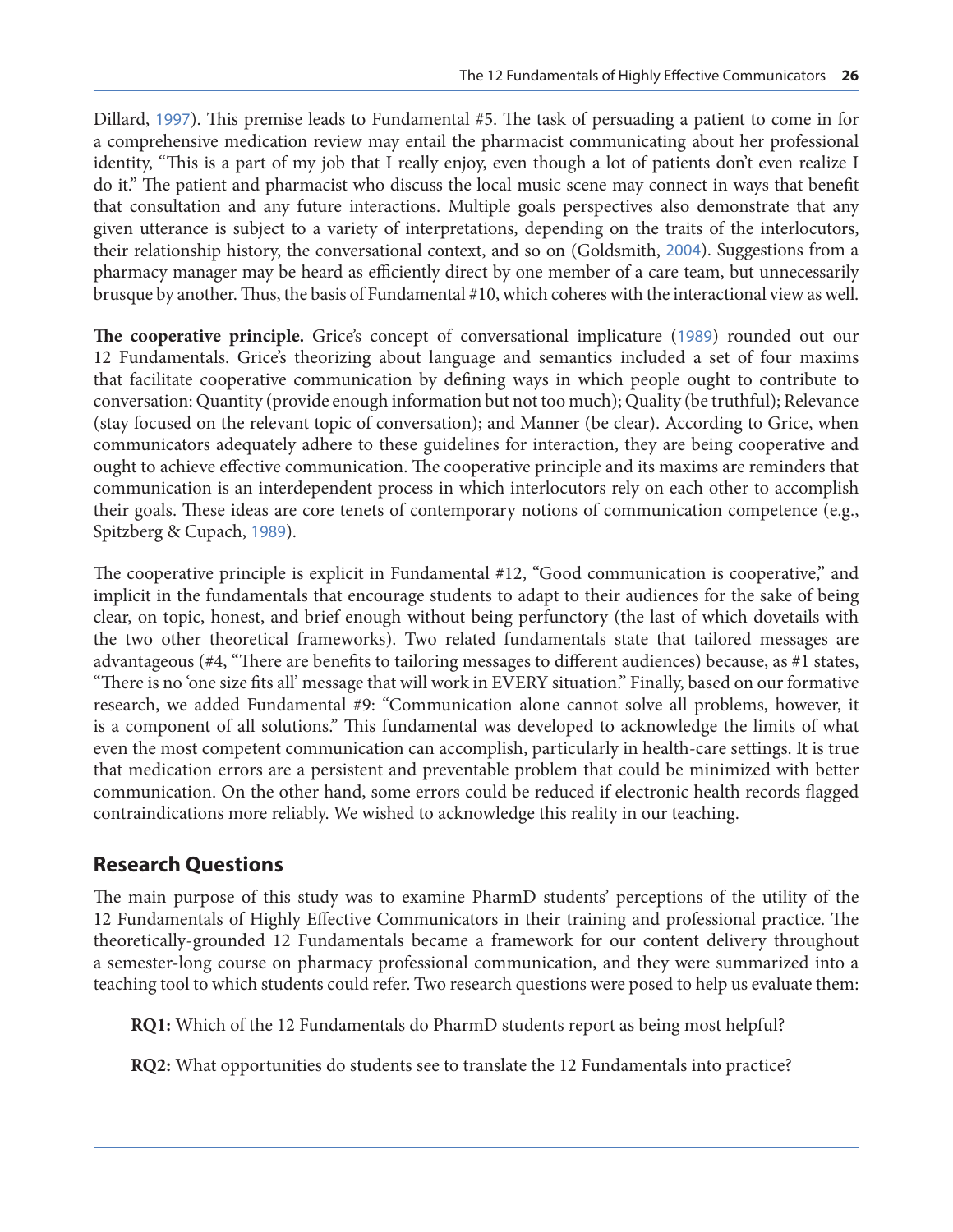Dillard, 1997). This premise leads to Fundamental #5. The task of persuading a patient to come in for a comprehensive medication review may entail the pharmacist communicating about her professional identity, "This is a part of my job that I really enjoy, even though a lot of patients don't even realize I do it." The patient and pharmacist who discuss the local music scene may connect in ways that benefit that consultation and any future interactions. Multiple goals perspectives also demonstrate that any given utterance is subject to a variety of interpretations, depending on the traits of the interlocutors, their relationship history, the conversational context, and so on (Goldsmith, 2004). Suggestions from a pharmacy manager may be heard as efficiently direct by one member of a care team, but unnecessarily brusque by another. Thus, the basis of Fundamental #10, which coheres with the interactional view as well.

**The cooperative principle.** Grice's concept of conversational implicature (1989) rounded out our 12 Fundamentals. Grice's theorizing about language and semantics included a set of four maxims that facilitate cooperative communication by defining ways in which people ought to contribute to conversation: Quantity (provide enough information but not too much); Quality (be truthful); Relevance (stay focused on the relevant topic of conversation); and Manner (be clear). According to Grice, when communicators adequately adhere to these guidelines for interaction, they are being cooperative and ought to achieve effective communication. The cooperative principle and its maxims are reminders that communication is an interdependent process in which interlocutors rely on each other to accomplish their goals. These ideas are core tenets of contemporary notions of communication competence (e.g., Spitzberg & Cupach, 1989).

The cooperative principle is explicit in Fundamental #12, "Good communication is cooperative," and implicit in the fundamentals that encourage students to adapt to their audiences for the sake of being clear, on topic, honest, and brief enough without being perfunctory (the last of which dovetails with the two other theoretical frameworks). Two related fundamentals state that tailored messages are advantageous (#4, "There are benefits to tailoring messages to different audiences) because, as #1 states, "There is no 'one size fits all' message that will work in EVERY situation." Finally, based on our formative research, we added Fundamental #9: "Communication alone cannot solve all problems, however, it is a component of all solutions." This fundamental was developed to acknowledge the limits of what even the most competent communication can accomplish, particularly in health-care settings. It is true that medication errors are a persistent and preventable problem that could be minimized with better communication. On the other hand, some errors could be reduced if electronic health records flagged contraindications more reliably. We wished to acknowledge this reality in our teaching.

## Research Questions

The main purpose of this study was to examine PharmD students' perceptions of the utility of the 12 Fundamentals of Highly Effective Communicators in their training and professional practice. The theoretically-grounded 12 Fundamentals became a framework for our content delivery throughout a semester-long course on pharmacy professional communication, and they were summarized into a teaching tool to which students could refer. Two research questions were posed to help us evaluate them:

**RQ1:** Which of the 12 Fundamentals do PharmD students report as being most helpful?

**RQ2:** What opportunities do students see to translate the 12 Fundamentals into practice?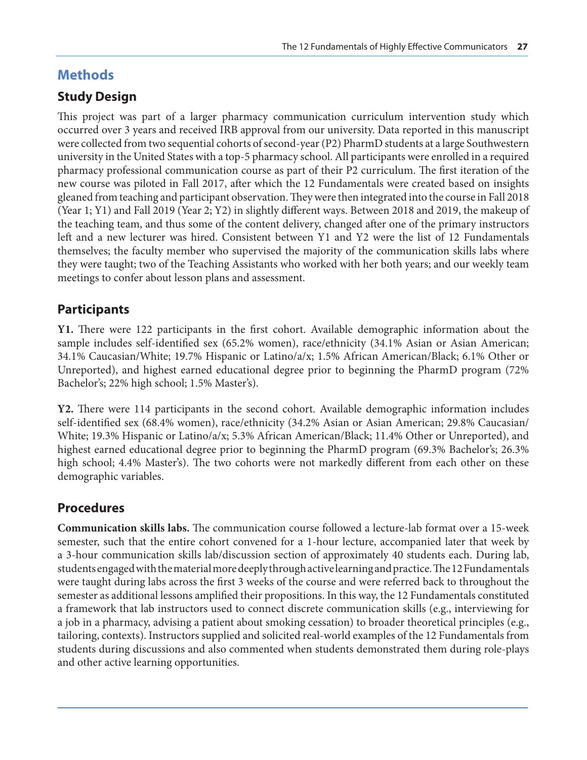## Methods

### Study Design

This project was part of a larger pharmacy communication curriculum intervention study which occurred over 3 years and received IRB approval from our university. Data reported in this manuscript were collected from two sequential cohorts of second-year (P2) PharmD students at a large Southwestern university in the United States with a top-5 pharmacy school. All participants were enrolled in a required pharmacy professional communication course as part of their P2 curriculum. The first iteration of the new course was piloted in Fall 2017, after which the 12 Fundamentals were created based on insights gleaned from teaching and participant observation. They were then integrated into the course in Fall 2018 (Year 1; Y1) and Fall 2019 (Year 2; Y2) in slightly different ways. Between 2018 and 2019, the makeup of the teaching team, and thus some of the content delivery, changed after one of the primary instructors left and a new lecturer was hired. Consistent between Y1 and Y2 were the list of 12 Fundamentals themselves; the faculty member who supervised the majority of the communication skills labs where they were taught; two of the Teaching Assistants who worked with her both years; and our weekly team meetings to confer about lesson plans and assessment.

### Participants

**Y1.** There were 122 participants in the first cohort. Available demographic information about the sample includes self-identified sex (65.2% women), race/ethnicity (34.1% Asian or Asian American; 34.1% Caucasian/White; 19.7% Hispanic or Latino/a/x; 1.5% African American/Black; 6.1% Other or Unreported), and highest earned educational degree prior to beginning the PharmD program (72% Bachelor's; 22% high school; 1.5% Master's).

**Y2.** There were 114 participants in the second cohort. Available demographic information includes self-identified sex (68.4% women), race/ethnicity (34.2% Asian or Asian American; 29.8% Caucasian/White; 19.3% Hispanic or Latino/a/x; 5.3% African American/Black; 11.4% Other or Unreported), and highest earned educational degree prior to beginning the PharmD program (69.3% Bachelor's; 26.3% high school; 4.4% Master's). The two cohorts were not markedly different from each other on these demographic variables.

### Procedures

**Communication skills labs.** The communication course followed a lecture-lab format over a 15-week semester, such that the entire cohort convened for a 1-hour lecture, accompanied later that week by a 3-hour communication skills lab/discussion section of approximately 40 students each. During lab, students engaged with the material more deeply through active learning and practice. The 12 Fundamentals were taught during labs across the first 3 weeks of the course and were referred back to throughout the semester as additional lessons amplified their propositions. In this way, the 12 Fundamentals constituted a framework that lab instructors used to connect discrete communication skills (e.g., interviewing for a job in a pharmacy, advising a patient about smoking cessation) to broader theoretical principles (e.g., tailoring, contexts). Instructors supplied and solicited real-world examples of the 12 Fundamentals from students during discussions and also commented when students demonstrated them during role-plays and other active learning opportunities.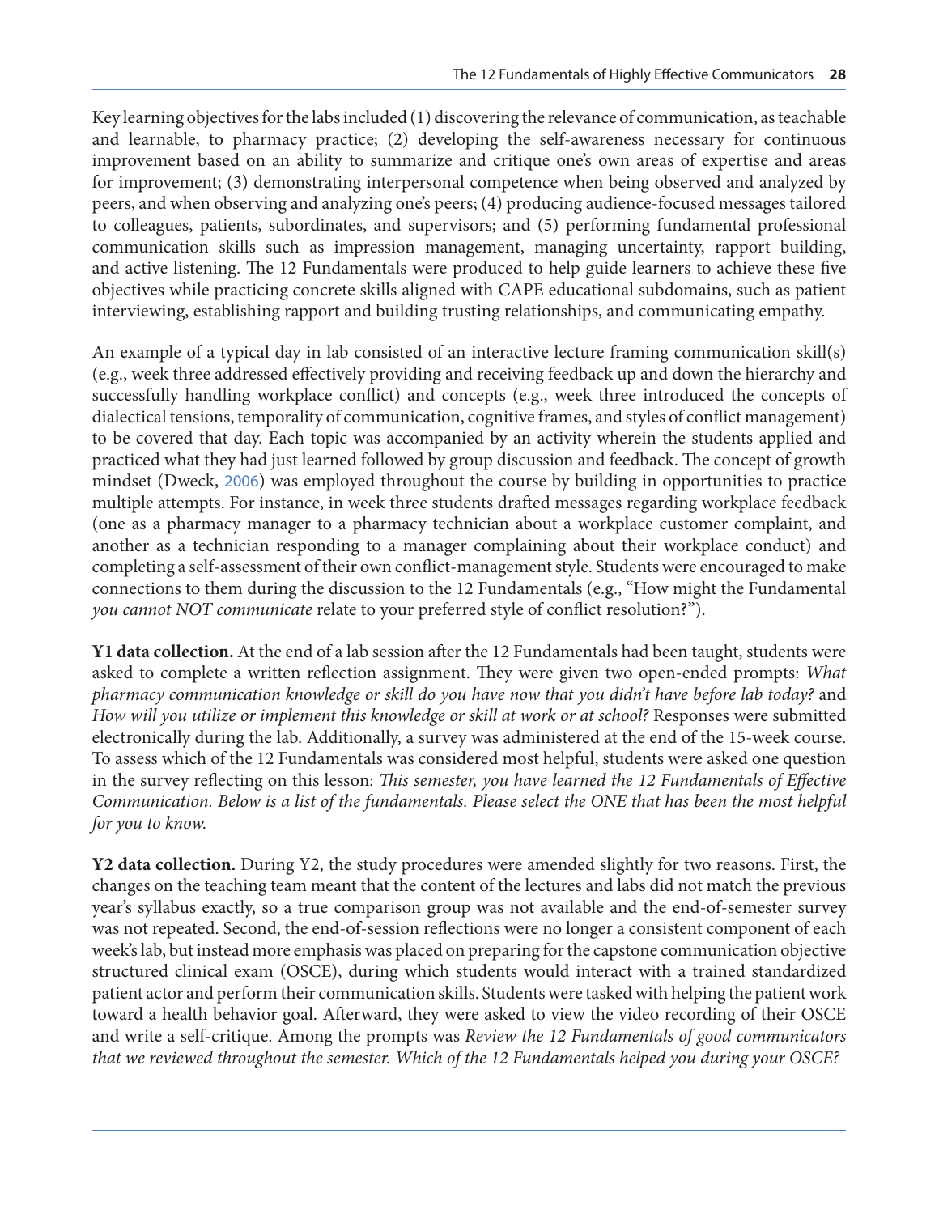Key learning objectives for the labs included (1) discovering the relevance of communication, as teachable and learnable, to pharmacy practice; (2) developing the self-awareness necessary for continuous improvement based on an ability to summarize and critique one's own areas of expertise and areas for improvement; (3) demonstrating interpersonal competence when being observed and analyzed by peers, and when observing and analyzing one's peers; (4) producing audience-focused messages tailored to colleagues, patients, subordinates, and supervisors; and (5) performing fundamental professional communication skills such as impression management, managing uncertainty, rapport building, and active listening. The 12 Fundamentals were produced to help guide learners to achieve these five objectives while practicing concrete skills aligned with CAPE educational subdomains, such as patient interviewing, establishing rapport and building trusting relationships, and communicating empathy.

An example of a typical day in lab consisted of an interactive lecture framing communication skill(s) (e.g., week three addressed effectively providing and receiving feedback up and down the hierarchy and successfully handling workplace conflict) and concepts (e.g., week three introduced the concepts of dialectical tensions, temporality of communication, cognitive frames, and styles of conflict management) to be covered that day. Each topic was accompanied by an activity wherein the students applied and practiced what they had just learned followed by group discussion and feedback. The concept of growth mindset (Dweck, 2006) was employed throughout the course by building in opportunities to practice multiple attempts. For instance, in week three students drafted messages regarding workplace feedback (one as a pharmacy manager to a pharmacy technician about a workplace customer complaint, and another as a technician responding to a manager complaining about their workplace conduct) and completing a self-assessment of their own conflict-management style. Students were encouraged to make connections to them during the discussion to the 12 Fundamentals (e.g., "How might the Fundamental *you cannot NOT communicate* relate to your preferred style of conflict resolution?").

**Y1 data collection.** At the end of a lab session after the 12 Fundamentals had been taught, students were asked to complete a written reflection assignment. They were given two open-ended prompts: *What pharmacy communication knowledge or skill do you have now that you didn't have before lab today?* and *How will you utilize or implement this knowledge or skill at work or at school?* Responses were submitted electronically during the lab. Additionally, a survey was administered at the end of the 15-week course. To assess which of the 12 Fundamentals was considered most helpful, students were asked one question in the survey reflecting on this lesson: *This semester, you have learned the 12 Fundamentals of Effective Communication. Below is a list of the fundamentals. Please select the ONE that has been the most helpful for you to know.*

**Y2 data collection.** During Y2, the study procedures were amended slightly for two reasons. First, the changes on the teaching team meant that the content of the lectures and labs did not match the previous year's syllabus exactly, so a true comparison group was not available and the end-of-semester survey was not repeated. Second, the end-of-session reflections were no longer a consistent component of each week's lab, but instead more emphasis was placed on preparing for the capstone communication objective structured clinical exam (OSCE), during which students would interact with a trained standardized patient actor and perform their communication skills. Students were tasked with helping the patient work toward a health behavior goal. Afterward, they were asked to view the video recording of their OSCE and write a self-critique. Among the prompts was *Review the 12 Fundamentals of good communicators that we reviewed throughout the semester. Which of the 12 Fundamentals helped you during your OSCE?*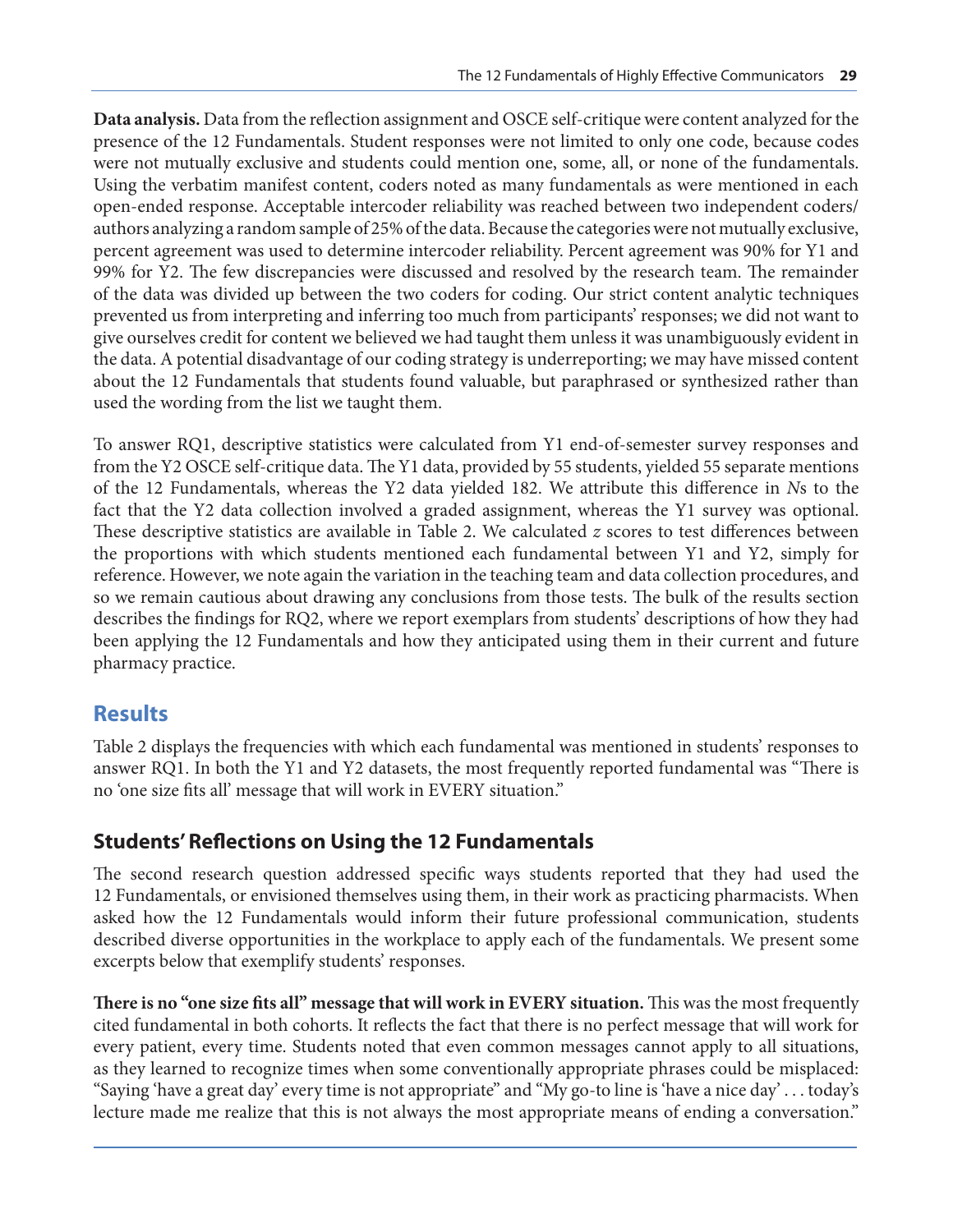**Data analysis.** Data from the reflection assignment and OSCE self-critique were content analyzed for the presence of the 12 Fundamentals. Student responses were not limited to only one code, because codes were not mutually exclusive and students could mention one, some, all, or none of the fundamentals. Using the verbatim manifest content, coders noted as many fundamentals as were mentioned in each open-ended response. Acceptable intercoder reliability was reached between two independent coders/authors analyzing a random sample of 25% of the data. Because the categories were not mutually exclusive, percent agreement was used to determine intercoder reliability. Percent agreement was 90% for Y1 and 99% for Y2. The few discrepancies were discussed and resolved by the research team. The remainder of the data was divided up between the two coders for coding. Our strict content analytic techniques prevented us from interpreting and inferring too much from participants' responses; we did not want to give ourselves credit for content we believed we had taught them unless it was unambiguously evident in the data. A potential disadvantage of our coding strategy is underreporting; we may have missed content about the 12 Fundamentals that students found valuable, but paraphrased or synthesized rather than used the wording from the list we taught them.

To answer RQ1, descriptive statistics were calculated from Y1 end-of-semester survey responses and from the Y2 OSCE self-critique data. The Y1 data, provided by 55 students, yielded 55 separate mentions of the 12 Fundamentals, whereas the Y2 data yielded 182. We attribute this difference in *N*s to the fact that the Y2 data collection involved a graded assignment, whereas the Y1 survey was optional. These descriptive statistics are available in Table 2. We calculated *z* scores to test differences between the proportions with which students mentioned each fundamental between Y1 and Y2, simply for reference. However, we note again the variation in the teaching team and data collection procedures, and so we remain cautious about drawing any conclusions from those tests. The bulk of the results section describes the findings for RQ2, where we report exemplars from students' descriptions of how they had been applying the 12 Fundamentals and how they anticipated using them in their current and future pharmacy practice.

## Results

Table 2 displays the frequencies with which each fundamental was mentioned in students' responses to answer RQ1. In both the Y1 and Y2 datasets, the most frequently reported fundamental was "There is no 'one size fits all' message that will work in EVERY situation."

### Students' Reflections on Using the 12 Fundamentals

The second research question addressed specific ways students reported that they had used the 12 Fundamentals, or envisioned themselves using them, in their work as practicing pharmacists. When asked how the 12 Fundamentals would inform their future professional communication, students described diverse opportunities in the workplace to apply each of the fundamentals. We present some excerpts below that exemplify students' responses.

**There is no "one size fits all" message that will work in EVERY situation.** This was the most frequently cited fundamental in both cohorts. It reflects the fact that there is no perfect message that will work for every patient, every time. Students noted that even common messages cannot apply to all situations, as they learned to recognize times when some conventionally appropriate phrases could be misplaced: "Saying 'have a great day' every time is not appropriate" and "My go-to line is 'have a nice day' . . . today's lecture made me realize that this is not always the most appropriate means of ending a conversation."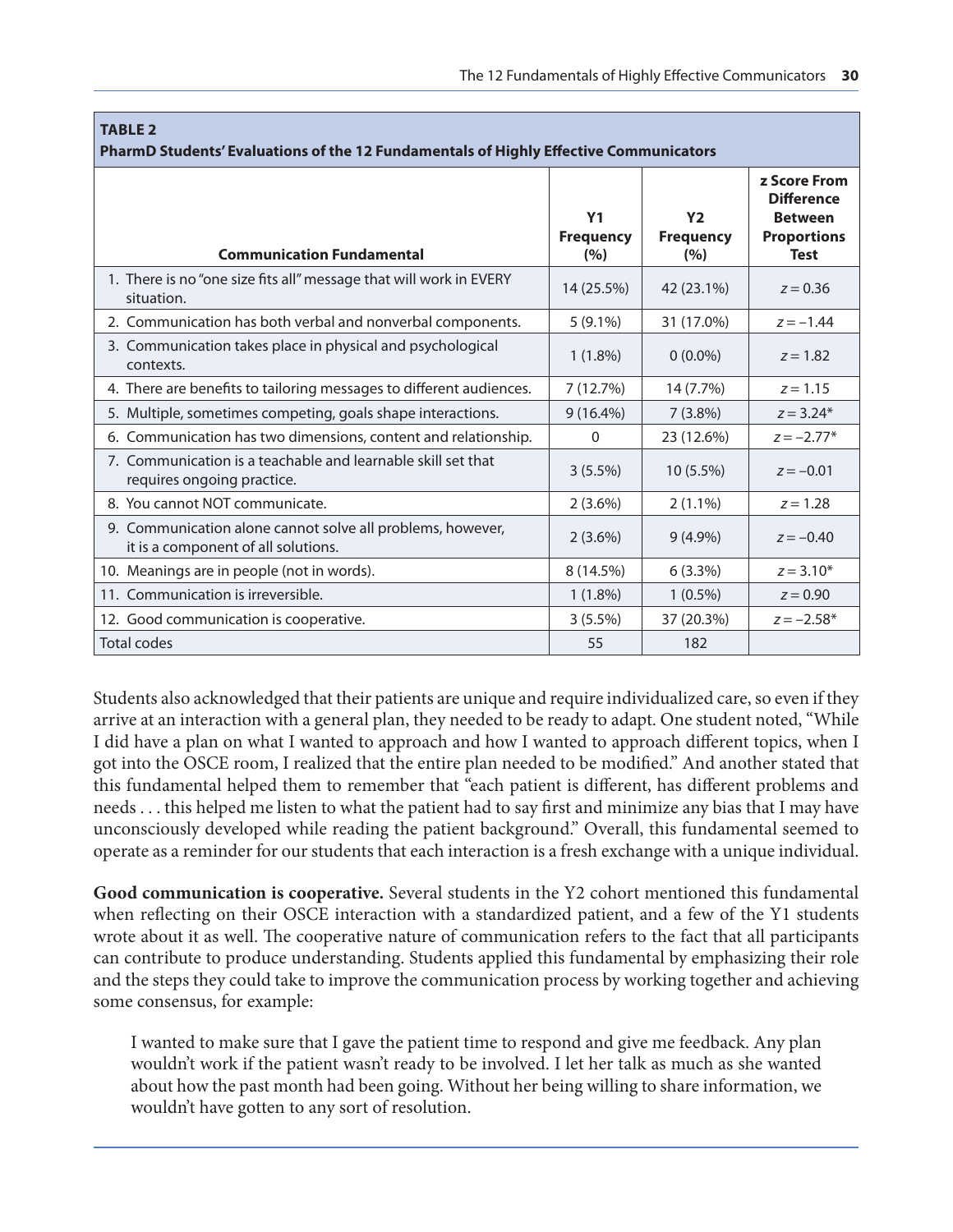**TABLE 2**
**PharmD Students' Evaluations of the 12 Fundamentals of Highly Effective Communicators**

| Communication Fundamental | Y1 Frequency (%) | Y2 Frequency (%) | z Score From Difference Between Proportions Test |
|---|---|---|---|
| 1. There is no "one size fits all" message that will work in EVERY situation. | 14 (25.5%) | 42 (23.1%) | $z = 0.36$ |
| 2. Communication has both verbal and nonverbal components. | 5 (9.1%) | 31 (17.0%) | $z = -1.44$ |
| 3. Communication takes place in physical and psychological contexts. | 1 (1.8%) | 0 (0.0%) | $z = 1.82$ |
| 4. There are benefits to tailoring messages to different audiences. | 7 (12.7%) | 14 (7.7%) | $z = 1.15$ |
| 5. Multiple, sometimes competing, goals shape interactions. | 9 (16.4%) | 7 (3.8%) | $z = 3.24$* |
| 6. Communication has two dimensions, content and relationship. | 0 | 23 (12.6%) | $z = -2.77$* |
| 7. Communication is a teachable and learnable skill set that requires ongoing practice. | 3 (5.5%) | 10 (5.5%) | $z = -0.01$ |
| 8. You cannot NOT communicate. | 2 (3.6%) | 2 (1.1%) | $z = 1.28$ |
| 9. Communication alone cannot solve all problems, however, it is a component of all solutions. | 2 (3.6%) | 9 (4.9%) | $z = -0.40$ |
| 10. Meanings are in people (not in words). | 8 (14.5%) | 6 (3.3%) | $z = 3.10$* |
| 11. Communication is irreversible. | 1 (1.8%) | 1 (0.5%) | $z = 0.90$ |
| 12. Good communication is cooperative. | 3 (5.5%) | 37 (20.3%) | $z = -2.58$* |
| Total codes | 55 | 182 | |

Students also acknowledged that their patients are unique and require individualized care, so even if they arrive at an interaction with a general plan, they needed to be ready to adapt. One student noted, "While I did have a plan on what I wanted to approach and how I wanted to approach different topics, when I got into the OSCE room, I realized that the entire plan needed to be modified." And another stated that this fundamental helped them to remember that "each patient is different, has different problems and needs . . . this helped me listen to what the patient had to say first and minimize any bias that I may have unconsciously developed while reading the patient background." Overall, this fundamental seemed to operate as a reminder for our students that each interaction is a fresh exchange with a unique individual.

**Good communication is cooperative.** Several students in the Y2 cohort mentioned this fundamental when reflecting on their OSCE interaction with a standardized patient, and a few of the Y1 students wrote about it as well. The cooperative nature of communication refers to the fact that all participants can contribute to produce understanding. Students applied this fundamental by emphasizing their role and the steps they could take to improve the communication process by working together and achieving some consensus, for example:

> I wanted to make sure that I gave the patient time to respond and give me feedback. Any plan wouldn't work if the patient wasn't ready to be involved. I let her talk as much as she wanted about how the past month had been going. Without her being willing to share information, we wouldn't have gotten to any sort of resolution.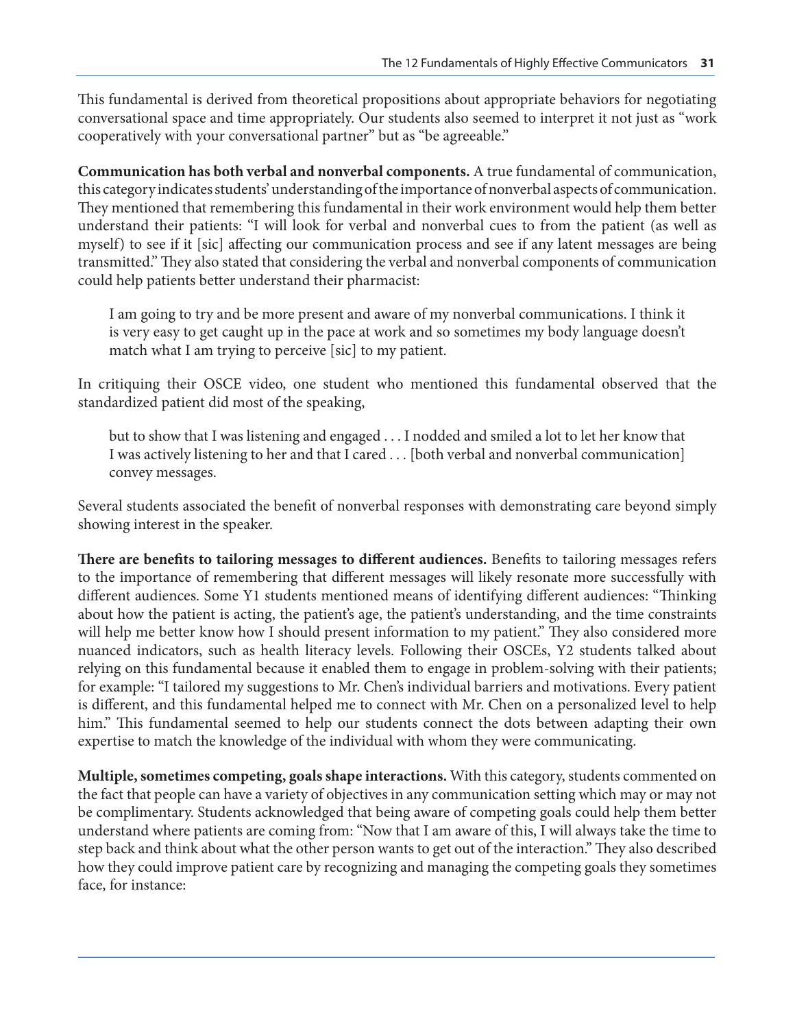This fundamental is derived from theoretical propositions about appropriate behaviors for negotiating conversational space and time appropriately. Our students also seemed to interpret it not just as "work cooperatively with your conversational partner" but as "be agreeable."

**Communication has both verbal and nonverbal components.** A true fundamental of communication, this category indicates students' understanding of the importance of nonverbal aspects of communication. They mentioned that remembering this fundamental in their work environment would help them better understand their patients: "I will look for verbal and nonverbal cues to from the patient (as well as myself) to see if it [sic] affecting our communication process and see if any latent messages are being transmitted." They also stated that considering the verbal and nonverbal components of communication could help patients better understand their pharmacist:

> I am going to try and be more present and aware of my nonverbal communications. I think it is very easy to get caught up in the pace at work and so sometimes my body language doesn't match what I am trying to perceive [sic] to my patient.

In critiquing their OSCE video, one student who mentioned this fundamental observed that the standardized patient did most of the speaking,

> but to show that I was listening and engaged . . . I nodded and smiled a lot to let her know that I was actively listening to her and that I cared . . . [both verbal and nonverbal communication] convey messages.

Several students associated the benefit of nonverbal responses with demonstrating care beyond simply showing interest in the speaker.

**There are benefits to tailoring messages to different audiences.** Benefits to tailoring messages refers to the importance of remembering that different messages will likely resonate more successfully with different audiences. Some Y1 students mentioned means of identifying different audiences: "Thinking about how the patient is acting, the patient's age, the patient's understanding, and the time constraints will help me better know how I should present information to my patient." They also considered more nuanced indicators, such as health literacy levels. Following their OSCEs, Y2 students talked about relying on this fundamental because it enabled them to engage in problem-solving with their patients; for example: "I tailored my suggestions to Mr. Chen's individual barriers and motivations. Every patient is different, and this fundamental helped me to connect with Mr. Chen on a personalized level to help him." This fundamental seemed to help our students connect the dots between adapting their own expertise to match the knowledge of the individual with whom they were communicating.

**Multiple, sometimes competing, goals shape interactions.** With this category, students commented on the fact that people can have a variety of objectives in any communication setting which may or may not be complimentary. Students acknowledged that being aware of competing goals could help them better understand where patients are coming from: "Now that I am aware of this, I will always take the time to step back and think about what the other person wants to get out of the interaction." They also described how they could improve patient care by recognizing and managing the competing goals they sometimes face, for instance: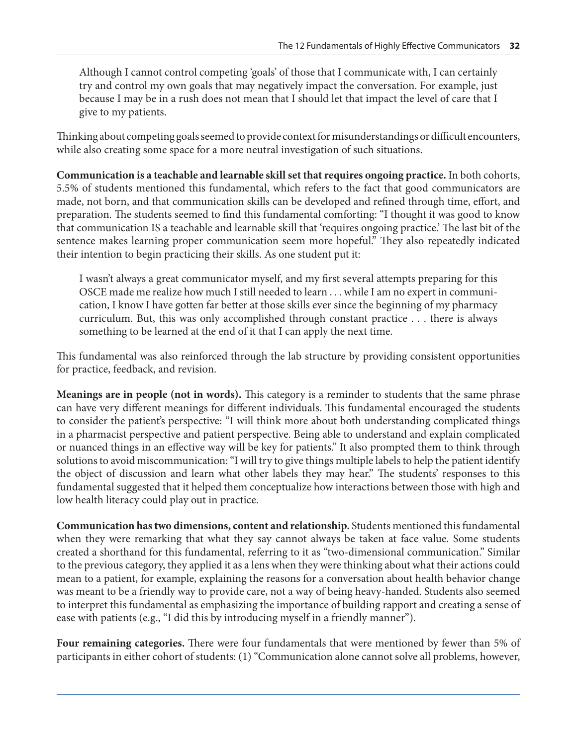> Although I cannot control competing 'goals' of those that I communicate with, I can certainly try and control my own goals that may negatively impact the conversation. For example, just because I may be in a rush does not mean that I should let that impact the level of care that I give to my patients.

Thinking about competing goals seemed to provide context for misunderstandings or difficult encounters, while also creating some space for a more neutral investigation of such situations.

**Communication is a teachable and learnable skill set that requires ongoing practice.** In both cohorts, 5.5% of students mentioned this fundamental, which refers to the fact that good communicators are made, not born, and that communication skills can be developed and refined through time, effort, and preparation. The students seemed to find this fundamental comforting: "I thought it was good to know that communication IS a teachable and learnable skill that 'requires ongoing practice.' The last bit of the sentence makes learning proper communication seem more hopeful." They also repeatedly indicated their intention to begin practicing their skills. As one student put it:

> I wasn't always a great communicator myself, and my first several attempts preparing for this OSCE made me realize how much I still needed to learn . . . while I am no expert in communication, I know I have gotten far better at those skills ever since the beginning of my pharmacy curriculum. But, this was only accomplished through constant practice . . . there is always something to be learned at the end of it that I can apply the next time.

This fundamental was also reinforced through the lab structure by providing consistent opportunities for practice, feedback, and revision.

**Meanings are in people (not in words).** This category is a reminder to students that the same phrase can have very different meanings for different individuals. This fundamental encouraged the students to consider the patient's perspective: "I will think more about both understanding complicated things in a pharmacist perspective and patient perspective. Being able to understand and explain complicated or nuanced things in an effective way will be key for patients." It also prompted them to think through solutions to avoid miscommunication: "I will try to give things multiple labels to help the patient identify the object of discussion and learn what other labels they may hear." The students' responses to this fundamental suggested that it helped them conceptualize how interactions between those with high and low health literacy could play out in practice.

**Communication has two dimensions, content and relationship.** Students mentioned this fundamental when they were remarking that what they say cannot always be taken at face value. Some students created a shorthand for this fundamental, referring to it as "two-dimensional communication." Similar to the previous category, they applied it as a lens when they were thinking about what their actions could mean to a patient, for example, explaining the reasons for a conversation about health behavior change was meant to be a friendly way to provide care, not a way of being heavy-handed. Students also seemed to interpret this fundamental as emphasizing the importance of building rapport and creating a sense of ease with patients (e.g., "I did this by introducing myself in a friendly manner").

**Four remaining categories.** There were four fundamentals that were mentioned by fewer than 5% of participants in either cohort of students: (1) "Communication alone cannot solve all problems, however,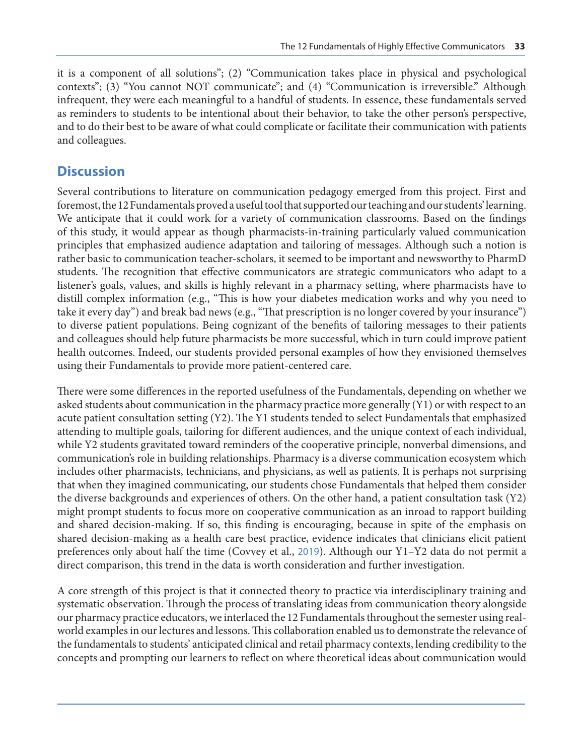it is a component of all solutions"; (2) "Communication takes place in physical and psychological contexts"; (3) "You cannot NOT communicate"; and (4) "Communication is irreversible." Although infrequent, they were each meaningful to a handful of students. In essence, these fundamentals served as reminders to students to be intentional about their behavior, to take the other person's perspective, and to do their best to be aware of what could complicate or facilitate their communication with patients and colleagues.

## Discussion

Several contributions to literature on communication pedagogy emerged from this project. First and foremost, the 12 Fundamentals proved a useful tool that supported our teaching and our students' learning. We anticipate that it could work for a variety of communication classrooms. Based on the findings of this study, it would appear as though pharmacists-in-training particularly valued communication principles that emphasized audience adaptation and tailoring of messages. Although such a notion is rather basic to communication teacher-scholars, it seemed to be important and newsworthy to PharmD students. The recognition that effective communicators are strategic communicators who adapt to a listener's goals, values, and skills is highly relevant in a pharmacy setting, where pharmacists have to distill complex information (e.g., "This is how your diabetes medication works and why you need to take it every day") and break bad news (e.g., "That prescription is no longer covered by your insurance") to diverse patient populations. Being cognizant of the benefits of tailoring messages to their patients and colleagues should help future pharmacists be more successful, which in turn could improve patient health outcomes. Indeed, our students provided personal examples of how they envisioned themselves using their Fundamentals to provide more patient-centered care.

There were some differences in the reported usefulness of the Fundamentals, depending on whether we asked students about communication in the pharmacy practice more generally (Y1) or with respect to an acute patient consultation setting (Y2). The Y1 students tended to select Fundamentals that emphasized attending to multiple goals, tailoring for different audiences, and the unique context of each individual, while Y2 students gravitated toward reminders of the cooperative principle, nonverbal dimensions, and communication's role in building relationships. Pharmacy is a diverse communication ecosystem which includes other pharmacists, technicians, and physicians, as well as patients. It is perhaps not surprising that when they imagined communicating, our students chose Fundamentals that helped them consider the diverse backgrounds and experiences of others. On the other hand, a patient consultation task (Y2) might prompt students to focus more on cooperative communication as an inroad to rapport building and shared decision-making. If so, this finding is encouraging, because in spite of the emphasis on shared decision-making as a health care best practice, evidence indicates that clinicians elicit patient preferences only about half the time (Covvey et al., 2019). Although our Y1–Y2 data do not permit a direct comparison, this trend in the data is worth consideration and further investigation.

A core strength of this project is that it connected theory to practice via interdisciplinary training and systematic observation. Through the process of translating ideas from communication theory alongside our pharmacy practice educators, we interlaced the 12 Fundamentals throughout the semester using real-world examples in our lectures and lessons. This collaboration enabled us to demonstrate the relevance of the fundamentals to students' anticipated clinical and retail pharmacy contexts, lending credibility to the concepts and prompting our learners to reflect on where theoretical ideas about communication would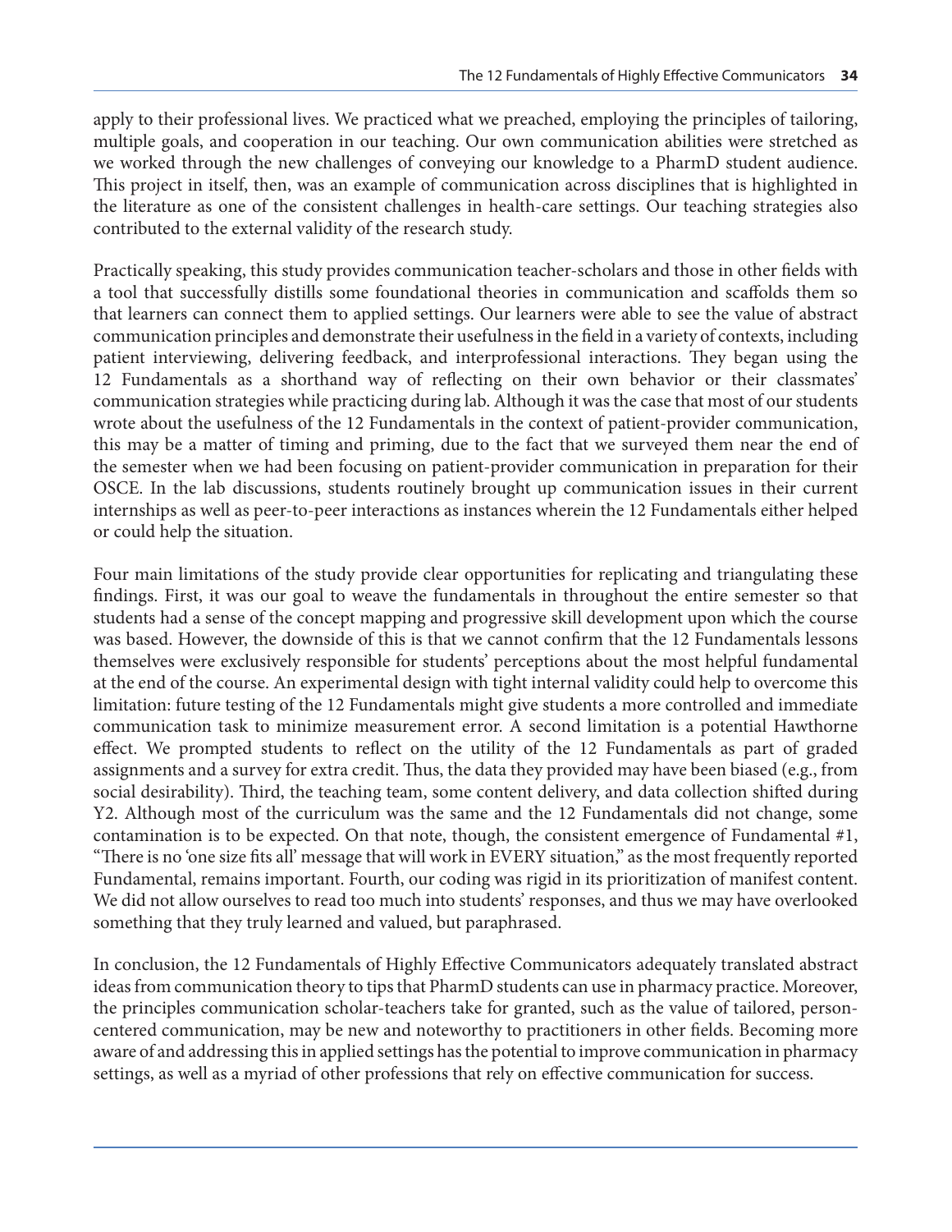apply to their professional lives. We practiced what we preached, employing the principles of tailoring, multiple goals, and cooperation in our teaching. Our own communication abilities were stretched as we worked through the new challenges of conveying our knowledge to a PharmD student audience. This project in itself, then, was an example of communication across disciplines that is highlighted in the literature as one of the consistent challenges in health-care settings. Our teaching strategies also contributed to the external validity of the research study.

Practically speaking, this study provides communication teacher-scholars and those in other fields with a tool that successfully distills some foundational theories in communication and scaffolds them so that learners can connect them to applied settings. Our learners were able to see the value of abstract communication principles and demonstrate their usefulness in the field in a variety of contexts, including patient interviewing, delivering feedback, and interprofessional interactions. They began using the 12 Fundamentals as a shorthand way of reflecting on their own behavior or their classmates' communication strategies while practicing during lab. Although it was the case that most of our students wrote about the usefulness of the 12 Fundamentals in the context of patient-provider communication, this may be a matter of timing and priming, due to the fact that we surveyed them near the end of the semester when we had been focusing on patient-provider communication in preparation for their OSCE. In the lab discussions, students routinely brought up communication issues in their current internships as well as peer-to-peer interactions as instances wherein the 12 Fundamentals either helped or could help the situation.

Four main limitations of the study provide clear opportunities for replicating and triangulating these findings. First, it was our goal to weave the fundamentals in throughout the entire semester so that students had a sense of the concept mapping and progressive skill development upon which the course was based. However, the downside of this is that we cannot confirm that the 12 Fundamentals lessons themselves were exclusively responsible for students' perceptions about the most helpful fundamental at the end of the course. An experimental design with tight internal validity could help to overcome this limitation: future testing of the 12 Fundamentals might give students a more controlled and immediate communication task to minimize measurement error. A second limitation is a potential Hawthorne effect. We prompted students to reflect on the utility of the 12 Fundamentals as part of graded assignments and a survey for extra credit. Thus, the data they provided may have been biased (e.g., from social desirability). Third, the teaching team, some content delivery, and data collection shifted during Y2. Although most of the curriculum was the same and the 12 Fundamentals did not change, some contamination is to be expected. On that note, though, the consistent emergence of Fundamental #1, "There is no 'one size fits all' message that will work in EVERY situation," as the most frequently reported Fundamental, remains important. Fourth, our coding was rigid in its prioritization of manifest content. We did not allow ourselves to read too much into students' responses, and thus we may have overlooked something that they truly learned and valued, but paraphrased.

In conclusion, the 12 Fundamentals of Highly Effective Communicators adequately translated abstract ideas from communication theory to tips that PharmD students can use in pharmacy practice. Moreover, the principles communication scholar-teachers take for granted, such as the value of tailored, person-centered communication, may be new and noteworthy to practitioners in other fields. Becoming more aware of and addressing this in applied settings has the potential to improve communication in pharmacy settings, as well as a myriad of other professions that rely on effective communication for success.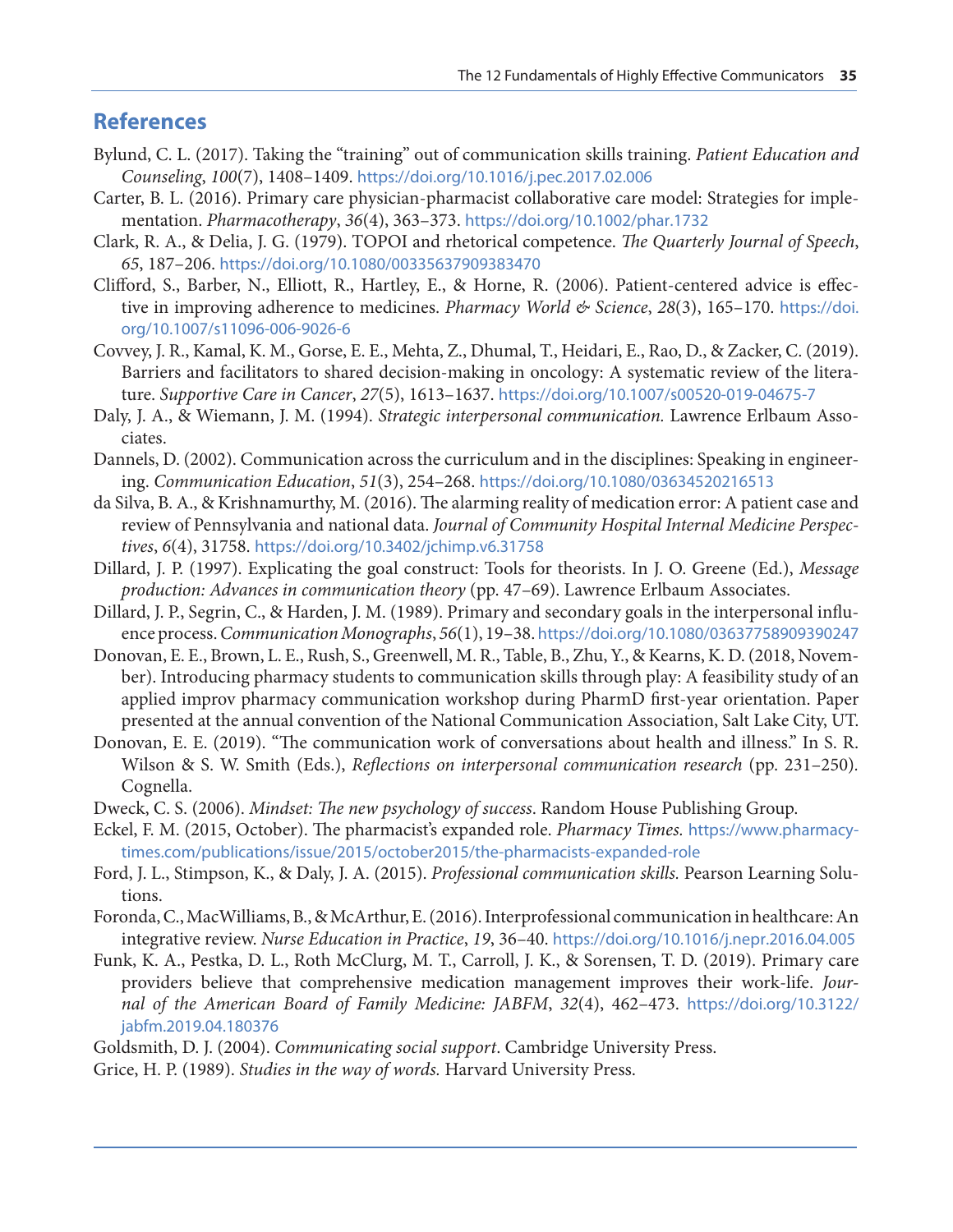## References

Bylund, C. L. (2017). Taking the "training" out of communication skills training. *Patient Education and Counseling*, *100*(7), 1408–1409. https://doi.org/10.1016/j.pec.2017.02.006

Carter, B. L. (2016). Primary care physician-pharmacist collaborative care model: Strategies for implementation. *Pharmacotherapy*, *36*(4), 363–373. https://doi.org/10.1002/phar.1732

Clark, R. A., & Delia, J. G. (1979). TOPOI and rhetorical competence. *The Quarterly Journal of Speech*, *65*, 187–206. https://doi.org/10.1080/00335637909383470

Clifford, S., Barber, N., Elliott, R., Hartley, E., & Horne, R. (2006). Patient-centered advice is effective in improving adherence to medicines. *Pharmacy World & Science*, *28*(3), 165–170. https://doi.org/10.1007/s11096-006-9026-6

Covvey, J. R., Kamal, K. M., Gorse, E. E., Mehta, Z., Dhumal, T., Heidari, E., Rao, D., & Zacker, C. (2019). Barriers and facilitators to shared decision-making in oncology: A systematic review of the literature. *Supportive Care in Cancer*, *27*(5), 1613–1637. https://doi.org/10.1007/s00520-019-04675-7

Daly, J. A., & Wiemann, J. M. (1994). *Strategic interpersonal communication.* Lawrence Erlbaum Associates.

Dannels, D. (2002). Communication across the curriculum and in the disciplines: Speaking in engineering. *Communication Education*, *51*(3), 254–268. https://doi.org/10.1080/03634520216513

da Silva, B. A., & Krishnamurthy, M. (2016). The alarming reality of medication error: A patient case and review of Pennsylvania and national data. *Journal of Community Hospital Internal Medicine Perspectives*, *6*(4), 31758. https://doi.org/10.3402/jchimp.v6.31758

Dillard, J. P. (1997). Explicating the goal construct: Tools for theorists. In J. O. Greene (Ed.), *Message production: Advances in communication theory* (pp. 47–69). Lawrence Erlbaum Associates.

Dillard, J. P., Segrin, C., & Harden, J. M. (1989). Primary and secondary goals in the interpersonal influence process. *Communication Monographs*, *56*(1), 19–38. https://doi.org/10.1080/03637758909390247

Donovan, E. E., Brown, L. E., Rush, S., Greenwell, M. R., Table, B., Zhu, Y., & Kearns, K. D. (2018, November). Introducing pharmacy students to communication skills through play: A feasibility study of an applied improv pharmacy communication workshop during PharmD first-year orientation. Paper presented at the annual convention of the National Communication Association, Salt Lake City, UT.

Donovan, E. E. (2019). "The communication work of conversations about health and illness." In S. R. Wilson & S. W. Smith (Eds.), *Reflections on interpersonal communication research* (pp. 231–250). Cognella.

Dweck, C. S. (2006). *Mindset: The new psychology of success*. Random House Publishing Group.

Eckel, F. M. (2015, October). The pharmacist's expanded role. *Pharmacy Times.* https://www.pharmacytimes.com/publications/issue/2015/october2015/the-pharmacists-expanded-role

Ford, J. L., Stimpson, K., & Daly, J. A. (2015). *Professional communication skills.* Pearson Learning Solutions.

Foronda, C., MacWilliams, B., & McArthur, E. (2016). Interprofessional communication in healthcare: An integrative review. *Nurse Education in Practice*, *19*, 36–40. https://doi.org/10.1016/j.nepr.2016.04.005

Funk, K. A., Pestka, D. L., Roth McClurg, M. T., Carroll, J. K., & Sorensen, T. D. (2019). Primary care providers believe that comprehensive medication management improves their work-life. *Journal of the American Board of Family Medicine: JABFM*, *32*(4), 462–473. https://doi.org/10.3122/jabfm.2019.04.180376

Goldsmith, D. J. (2004). *Communicating social support*. Cambridge University Press.

Grice, H. P. (1989). *Studies in the way of words.* Harvard University Press.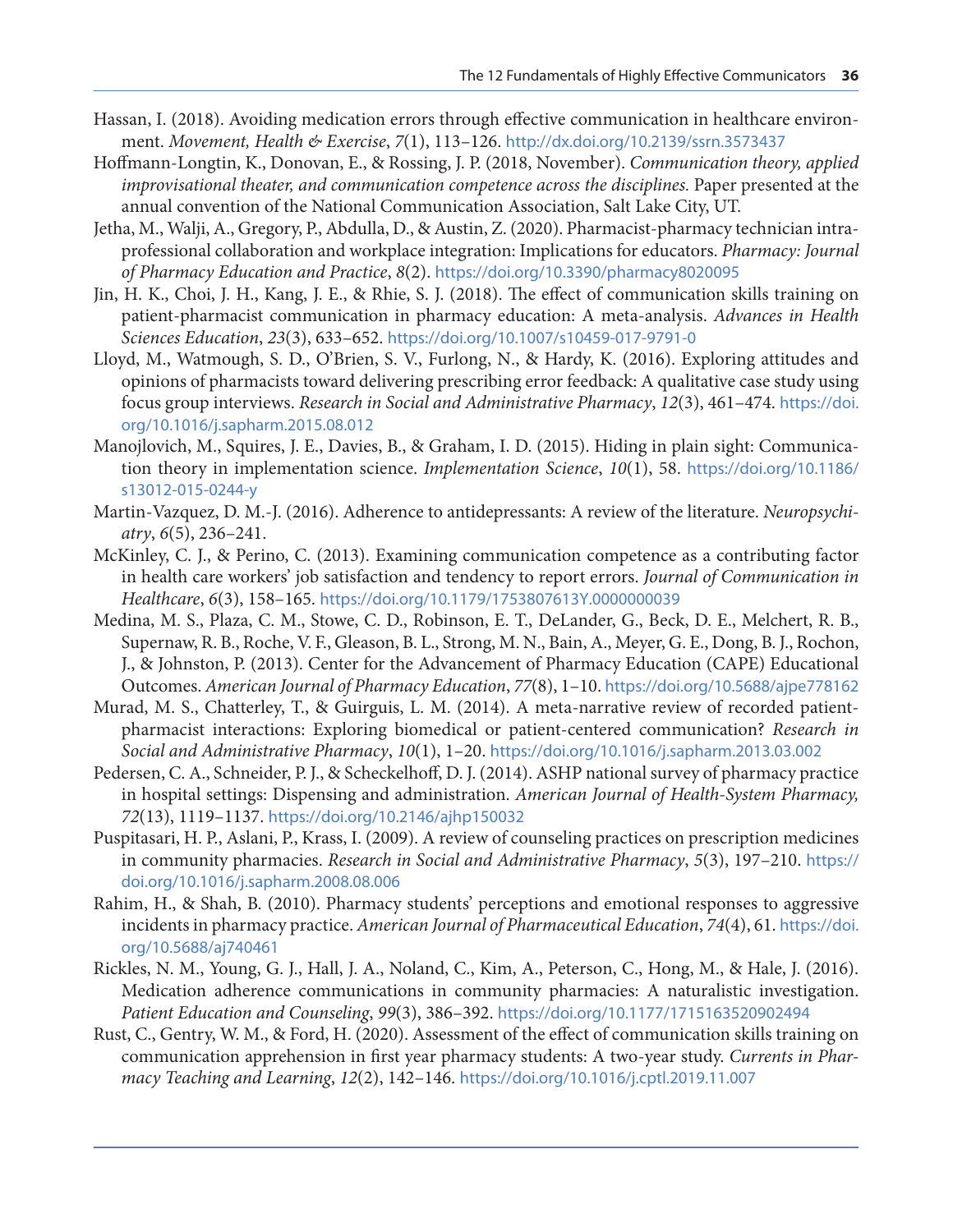Hassan, I. (2018). Avoiding medication errors through effective communication in healthcare environment. *Movement, Health & Exercise*, *7*(1), 113–126. http://dx.doi.org/10.2139/ssrn.3573437

Hoffmann-Longtin, K., Donovan, E., & Rossing, J. P. (2018, November). *Communication theory, applied improvisational theater, and communication competence across the disciplines.* Paper presented at the annual convention of the National Communication Association, Salt Lake City, UT.

Jetha, M., Walji, A., Gregory, P., Abdulla, D., & Austin, Z. (2020). Pharmacist-pharmacy technician intraprofessional collaboration and workplace integration: Implications for educators. *Pharmacy: Journal of Pharmacy Education and Practice*, *8*(2). https://doi.org/10.3390/pharmacy8020095

Jin, H. K., Choi, J. H., Kang, J. E., & Rhie, S. J. (2018). The effect of communication skills training on patient-pharmacist communication in pharmacy education: A meta-analysis. *Advances in Health Sciences Education*, *23*(3), 633–652. https://doi.org/10.1007/s10459-017-9791-0

Lloyd, M., Watmough, S. D., O'Brien, S. V., Furlong, N., & Hardy, K. (2016). Exploring attitudes and opinions of pharmacists toward delivering prescribing error feedback: A qualitative case study using focus group interviews. *Research in Social and Administrative Pharmacy*, *12*(3), 461–474. https://doi.org/10.1016/j.sapharm.2015.08.012

Manojlovich, M., Squires, J. E., Davies, B., & Graham, I. D. (2015). Hiding in plain sight: Communication theory in implementation science. *Implementation Science*, *10*(1), 58. https://doi.org/10.1186/s13012-015-0244-y

Martin-Vazquez, D. M.-J. (2016). Adherence to antidepressants: A review of the literature. *Neuropsychiatry*, *6*(5), 236–241.

McKinley, C. J., & Perino, C. (2013). Examining communication competence as a contributing factor in health care workers' job satisfaction and tendency to report errors. *Journal of Communication in Healthcare*, *6*(3), 158–165. https://doi.org/10.1179/1753807613Y.0000000039

Medina, M. S., Plaza, C. M., Stowe, C. D., Robinson, E. T., DeLander, G., Beck, D. E., Melchert, R. B., Supernaw, R. B., Roche, V. F., Gleason, B. L., Strong, M. N., Bain, A., Meyer, G. E., Dong, B. J., Rochon, J., & Johnston, P. (2013). Center for the Advancement of Pharmacy Education (CAPE) Educational Outcomes. *American Journal of Pharmacy Education*, *77*(8), 1–10. https://doi.org/10.5688/ajpe778162

Murad, M. S., Chatterley, T., & Guirguis, L. M. (2014). A meta-narrative review of recorded patient-pharmacist interactions: Exploring biomedical or patient-centered communication? *Research in Social and Administrative Pharmacy*, *10*(1), 1–20. https://doi.org/10.1016/j.sapharm.2013.03.002

Pedersen, C. A., Schneider, P. J., & Scheckelhoff, D. J. (2014). ASHP national survey of pharmacy practice in hospital settings: Dispensing and administration. *American Journal of Health-System Pharmacy, 72*(13), 1119–1137. https://doi.org/10.2146/ajhp150032

Puspitasari, H. P., Aslani, P., Krass, I. (2009). A review of counseling practices on prescription medicines in community pharmacies. *Research in Social and Administrative Pharmacy*, *5*(3), 197–210. https://doi.org/10.1016/j.sapharm.2008.08.006

Rahim, H., & Shah, B. (2010). Pharmacy students' perceptions and emotional responses to aggressive incidents in pharmacy practice. *American Journal of Pharmaceutical Education*, *74*(4), 61. https://doi.org/10.5688/aj740461

Rickles, N. M., Young, G. J., Hall, J. A., Noland, C., Kim, A., Peterson, C., Hong, M., & Hale, J. (2016). Medication adherence communications in community pharmacies: A naturalistic investigation. *Patient Education and Counseling*, *99*(3), 386–392. https://doi.org/10.1177/1715163520902494

Rust, C., Gentry, W. M., & Ford, H. (2020). Assessment of the effect of communication skills training on communication apprehension in first year pharmacy students: A two-year study. *Currents in Pharmacy Teaching and Learning*, *12*(2), 142–146. https://doi.org/10.1016/j.cptl.2019.11.007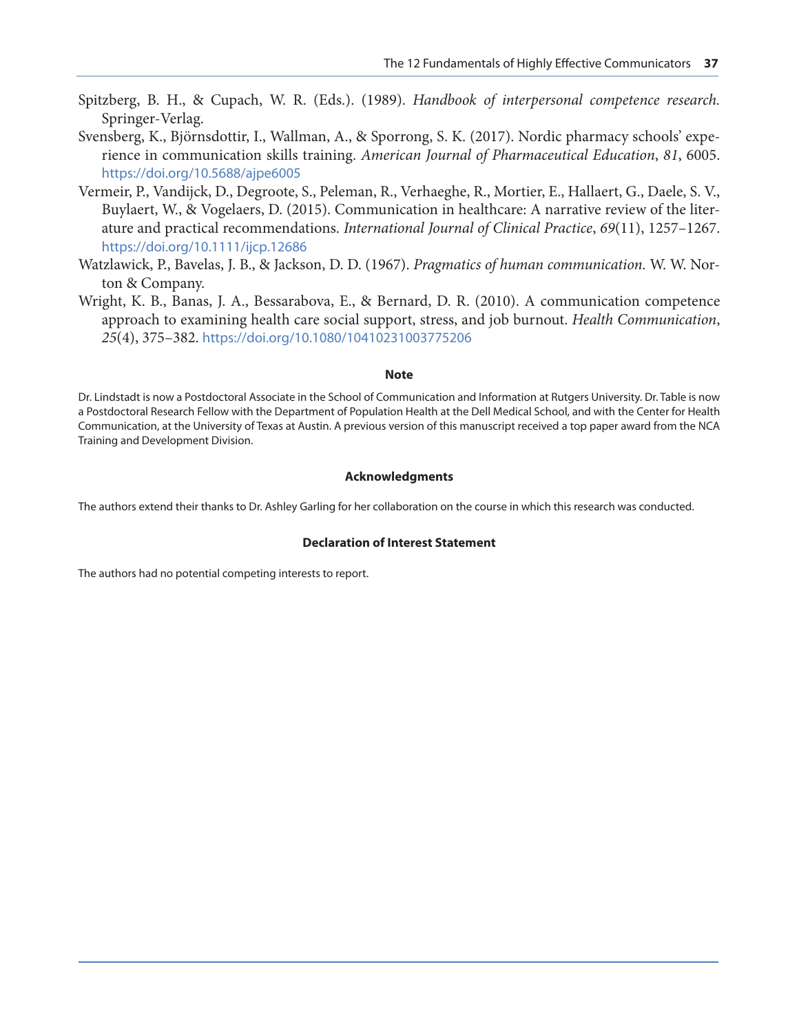Spitzberg, B. H., & Cupach, W. R. (Eds.). (1989). *Handbook of interpersonal competence research.* Springer-Verlag.

Svensberg, K., Björnsdottir, I., Wallman, A., & Sporrong, S. K. (2017). Nordic pharmacy schools' experience in communication skills training. *American Journal of Pharmaceutical Education*, *81*, 6005. https://doi.org/10.5688/ajpe6005

Vermeir, P., Vandijck, D., Degroote, S., Peleman, R., Verhaeghe, R., Mortier, E., Hallaert, G., Daele, S. V., Buylaert, W., & Vogelaers, D. (2015). Communication in healthcare: A narrative review of the literature and practical recommendations. *International Journal of Clinical Practice*, *69*(11), 1257–1267. https://doi.org/10.1111/ijcp.12686

Watzlawick, P., Bavelas, J. B., & Jackson, D. D. (1967). *Pragmatics of human communication.* W. W. Norton & Company.

Wright, K. B., Banas, J. A., Bessarabova, E., & Bernard, D. R. (2010). A communication competence approach to examining health care social support, stress, and job burnout. *Health Communication*, *25*(4), 375–382. https://doi.org/10.1080/10410231003775206

## Note

Dr. Lindstadt is now a Postdoctoral Associate in the School of Communication and Information at Rutgers University. Dr. Table is now a Postdoctoral Research Fellow with the Department of Population Health at the Dell Medical School, and with the Center for Health Communication, at the University of Texas at Austin. A previous version of this manuscript received a top paper award from the NCA Training and Development Division.

## Acknowledgments

The authors extend their thanks to Dr. Ashley Garling for her collaboration on the course in which this research was conducted.

## Declaration of Interest Statement

The authors had no potential competing interests to report.